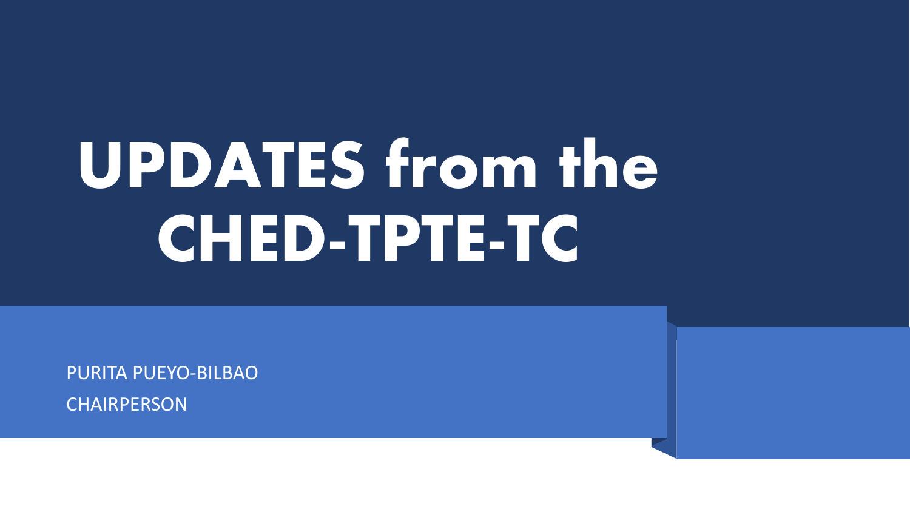# UPDATES from the CHED-TPTE-TC

PURITA PUEYO-BILBAO

CHAIRPERSON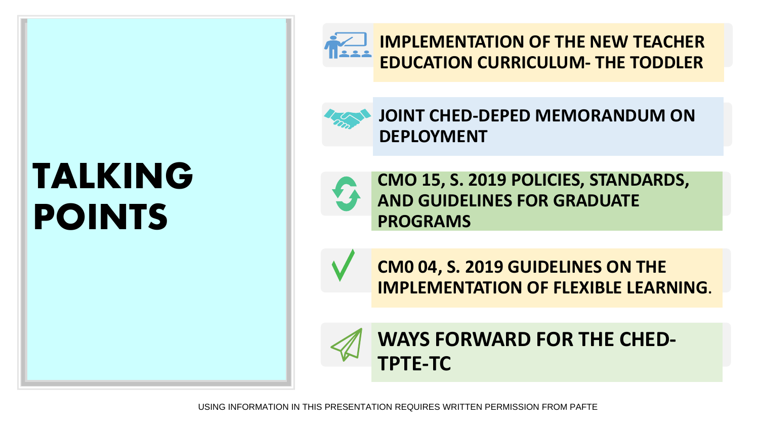# TALKING POINTS

- IMPLEMENTATION OF THE NEW TEACHER EDUCATION CURRICULUM- THE TODDLER
- JOINT CHED-DEPED MEMORANDUM ON DEPLOYMENT
- CMO 15, S. 2019 POLICIES, STANDARDS, AND GUIDELINES FOR GRADUATE PROGRAMS
- CM0 04, S. 2019 GUIDELINES ON THE IMPLEMENTATION OF FLEXIBLE LEARNING.
- WAYS FORWARD FOR THE CHED-TPTE-TC

USING INFORMATION IN THIS PRESENTATION REQUIRES WRITTEN PERMISSION FROM PAFTE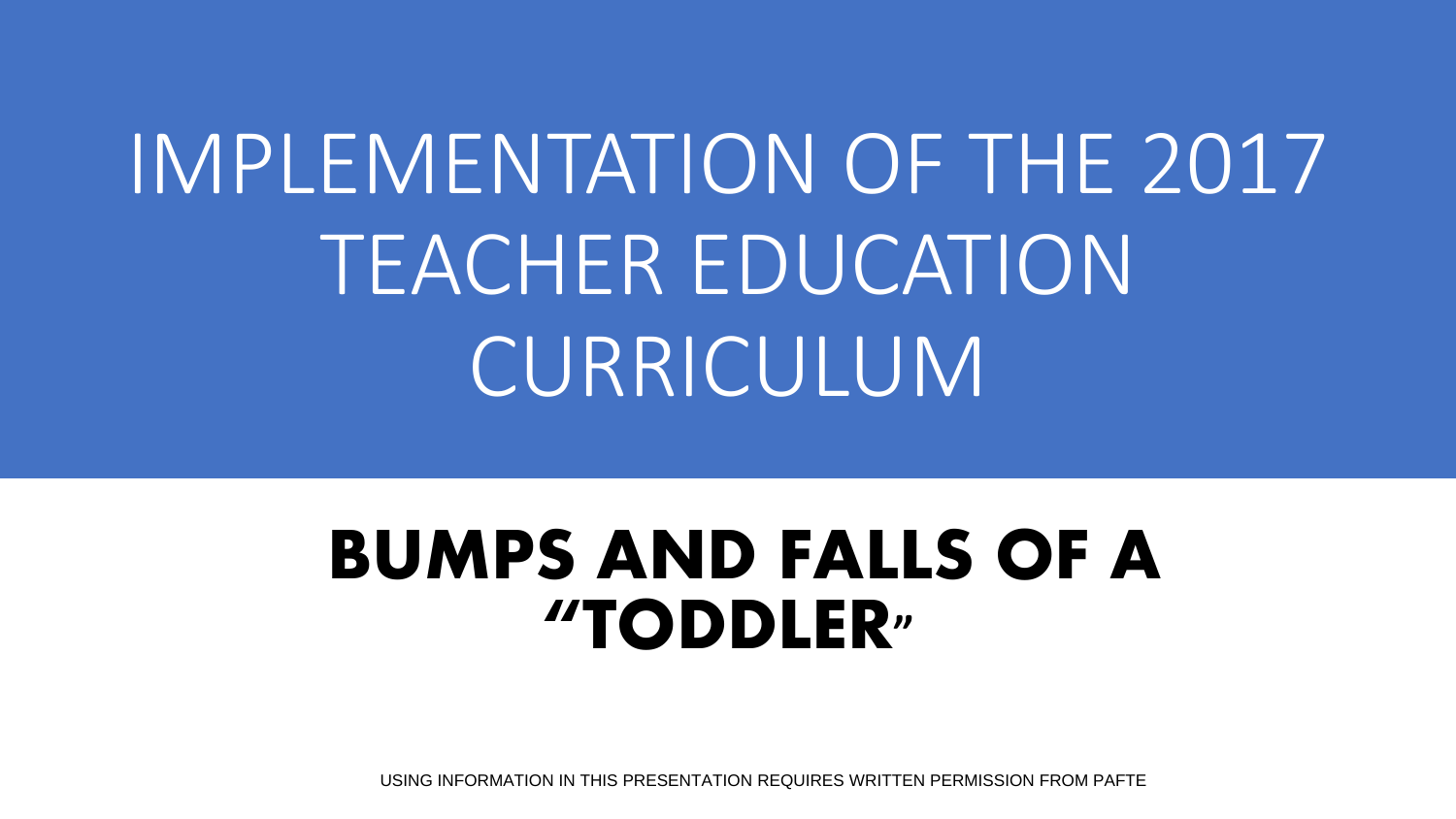# IMPLEMENTATION OF THE 2017 TEACHER EDUCATION CURRICULUM

## BUMPS AND FALLS OF A "TODDLER"

USING INFORMATION IN THIS PRESENTATION REQUIRES WRITTEN PERMISSION FROM PAFTE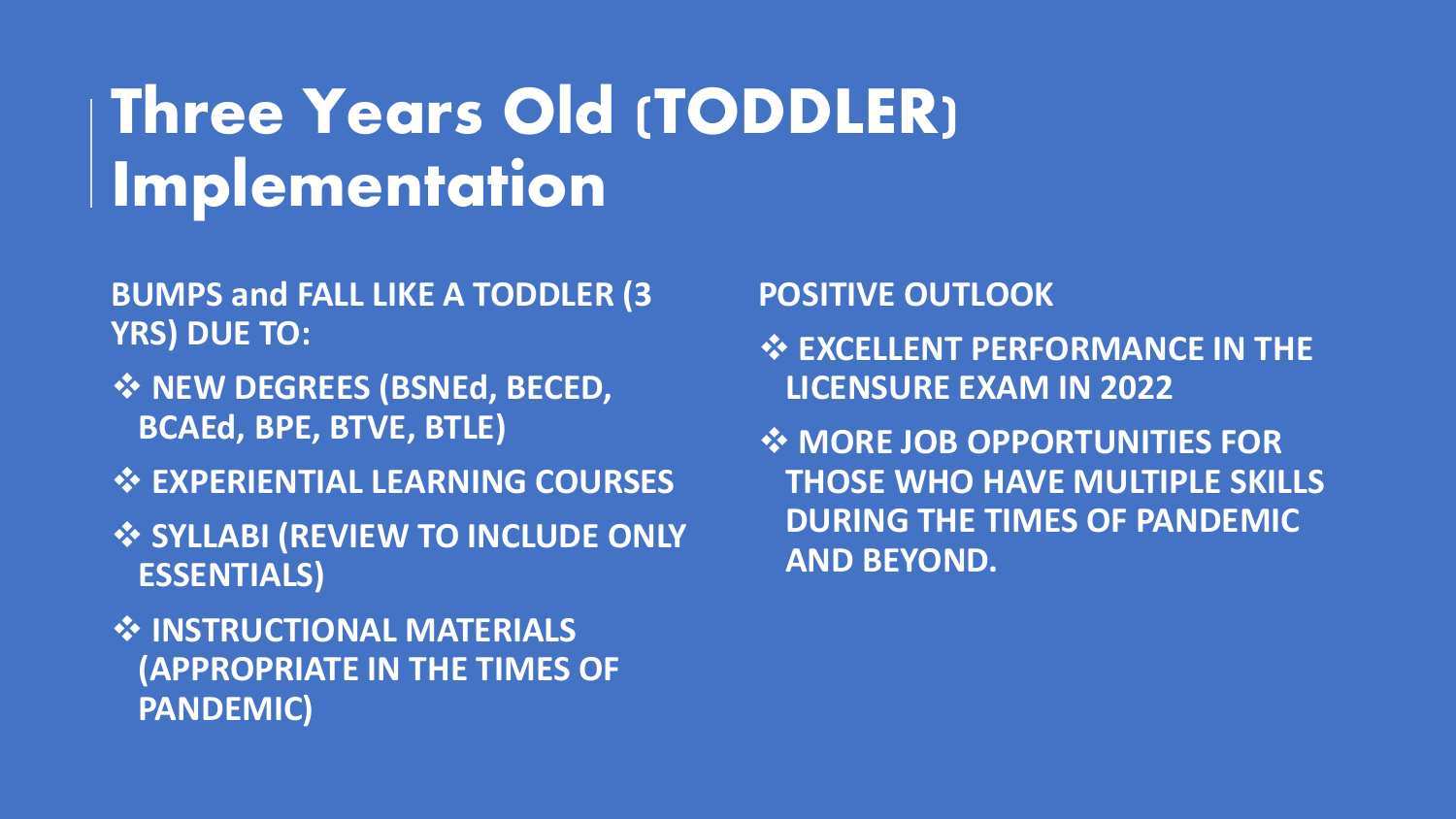# Three Years Old (TODDLER) Implementation

**BUMPS and FALL LIKE A TODDLER (3 YRS) DUE TO:**

- **NEW DEGREES (BSNEd, BECED, BCAEd, BPE, BTVE, BTLE)**
- **EXPERIENTIAL LEARNING COURSES**
- **SYLLABI (REVIEW TO INCLUDE ONLY ESSENTIALS)**
- **INSTRUCTIONAL MATERIALS (APPROPRIATE IN THE TIMES OF PANDEMIC)**

**POSITIVE OUTLOOK**

- **EXCELLENT PERFORMANCE IN THE LICENSURE EXAM IN 2022**
- **MORE JOB OPPORTUNITIES FOR THOSE WHO HAVE MULTIPLE SKILLS DURING THE TIMES OF PANDEMIC AND BEYOND.**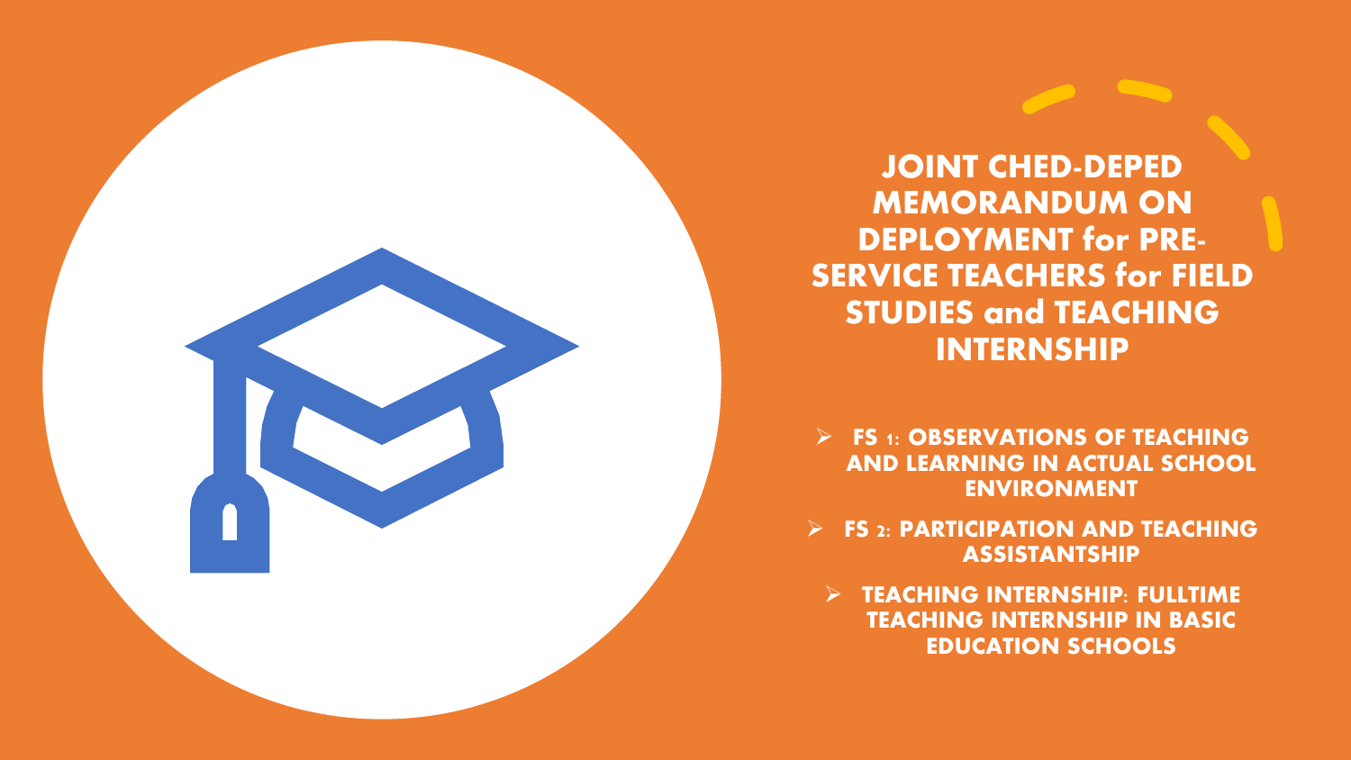# JOINT CHED-DEPED MEMORANDUM ON DEPLOYMENT for PRE-SERVICE TEACHERS for FIELD STUDIES and TEACHING INTERNSHIP

- **FS 1: OBSERVATIONS OF TEACHING AND LEARNING IN ACTUAL SCHOOL ENVIRONMENT**
- **FS 2: PARTICIPATION AND TEACHING ASSISTANTSHIP**
- **TEACHING INTERNSHIP: FULLTIME TEACHING INTERNSHIP IN BASIC EDUCATION SCHOOLS**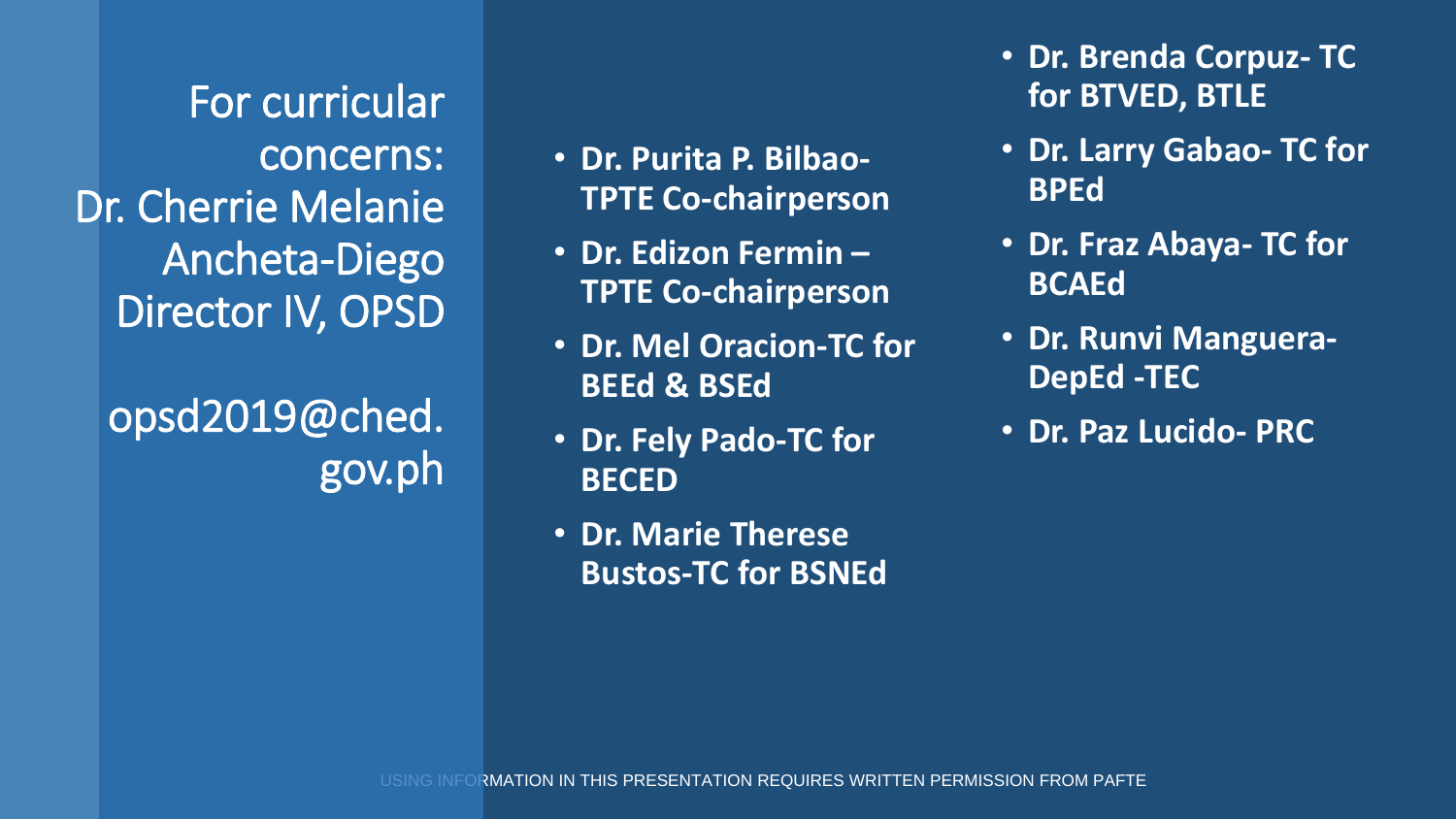For curricular concerns:
Dr. Cherrie Melanie Ancheta-Diego
Director IV, OPSD

opsd2019@ched.gov.ph

- **Dr. Purita P. Bilbao-TPTE Co-chairperson**
- **Dr. Edizon Fermin – TPTE Co-chairperson**
- **Dr. Mel Oracion-TC for BEEd & BSEd**
- **Dr. Fely Pado-TC for BECED**
- **Dr. Marie Therese Bustos-TC for BSNEd**
- **Dr. Brenda Corpuz- TC for BTVED, BTLE**
- **Dr. Larry Gabao- TC for BPEd**
- **Dr. Fraz Abaya- TC for BCAEd**
- **Dr. Runvi Manguera-DepEd -TEC**
- **Dr. Paz Lucido- PRC**

USING INFORMATION IN THIS PRESENTATION REQUIRES WRITTEN PERMISSION FROM PAFTE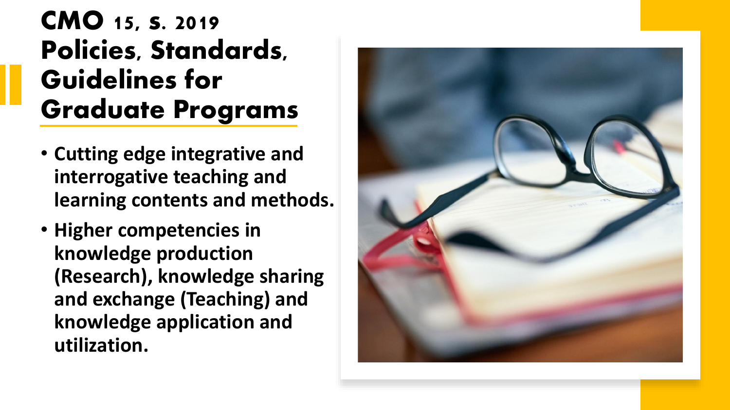# CMO 15, s. 2019 Policies, Standards, Guidelines for Graduate Programs

- Cutting edge integrative and interrogative teaching and learning contents and methods.
- Higher competencies in knowledge production (Research), knowledge sharing and exchange (Teaching) and knowledge application and utilization.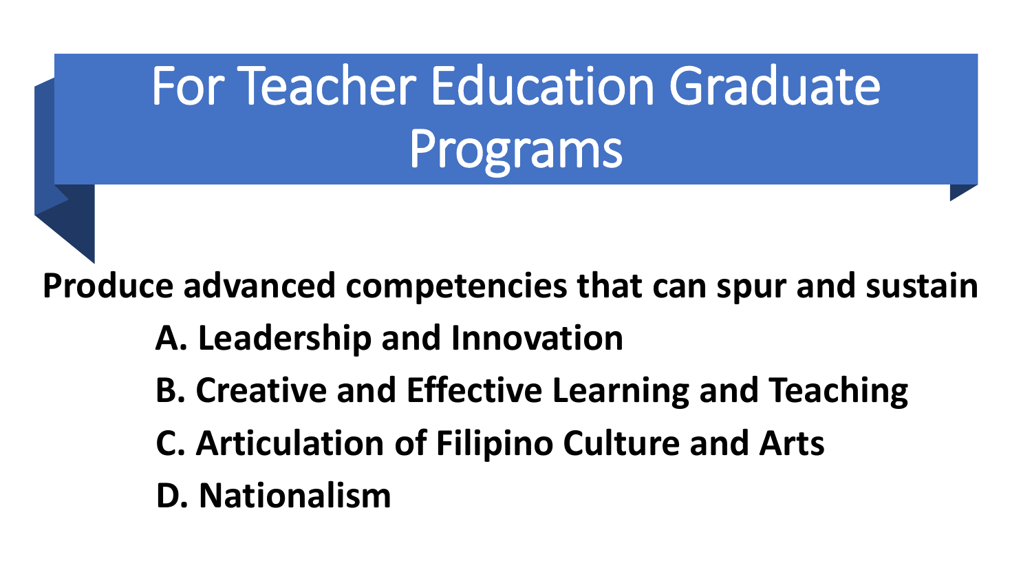# For Teacher Education Graduate Programs

**Produce advanced competencies that can spur and sustain**

**A. Leadership and Innovation**

**B. Creative and Effective Learning and Teaching**

**C. Articulation of Filipino Culture and Arts**

**D. Nationalism**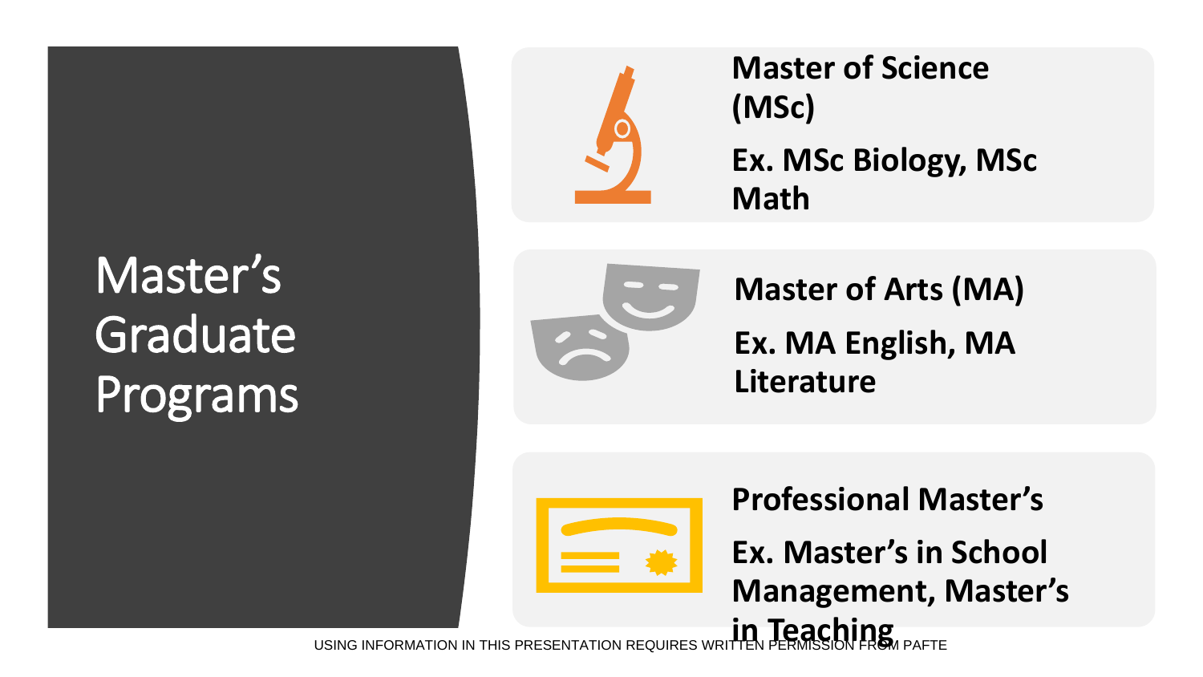# Master's Graduate Programs

**Master of Science (MSc)**

**Ex. MSc Biology, MSc Math**

**Master of Arts (MA)**

**Ex. MA English, MA Literature**

**Professional Master's**

**Ex. Master's in School Management, Master's in Teaching**

USING INFORMATION IN THIS PRESENTATION REQUIRES WRITTEN PERMISSION FROM PAFTE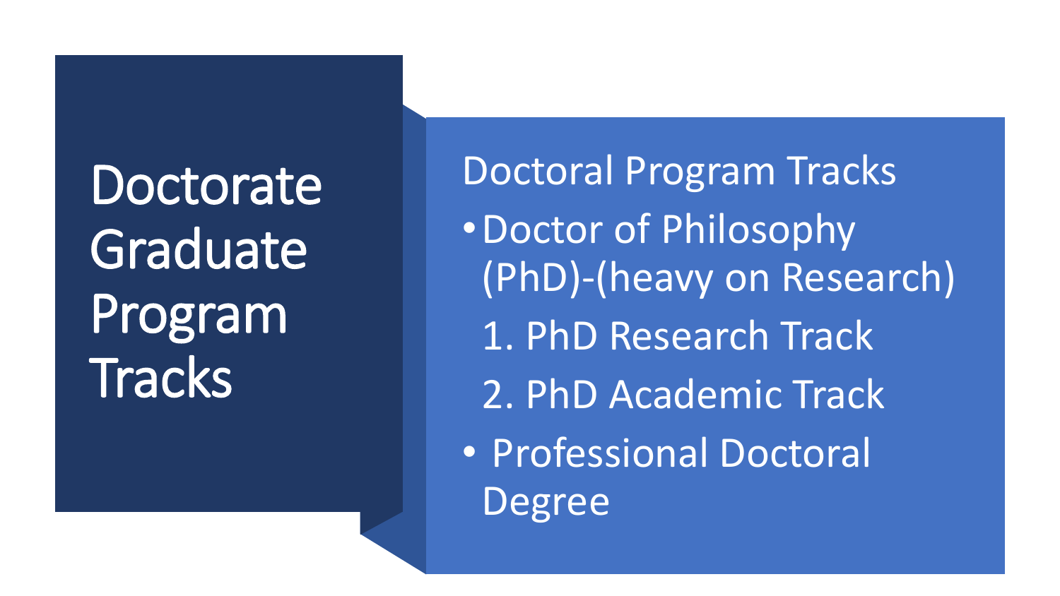# Doctorate Graduate Program Tracks

## Doctoral Program Tracks

- Doctor of Philosophy (PhD)-(heavy on Research)
  1. PhD Research Track
  2. PhD Academic Track
- Professional Doctoral Degree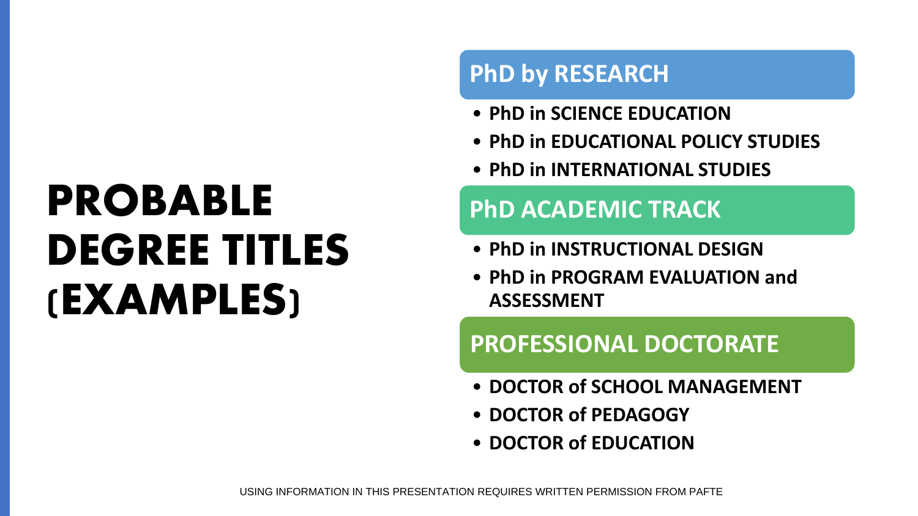# PROBABLE DEGREE TITLES (EXAMPLES)

## PhD by RESEARCH

- **PhD in SCIENCE EDUCATION**
- **PhD in EDUCATIONAL POLICY STUDIES**
- **PhD in INTERNATIONAL STUDIES**

## PhD ACADEMIC TRACK

- **PhD in INSTRUCTIONAL DESIGN**
- **PhD in PROGRAM EVALUATION and ASSESSMENT**

## PROFESSIONAL DOCTORATE

- **DOCTOR of SCHOOL MANAGEMENT**
- **DOCTOR of PEDAGOGY**
- **DOCTOR of EDUCATION**

USING INFORMATION IN THIS PRESENTATION REQUIRES WRITTEN PERMISSION FROM PAFTE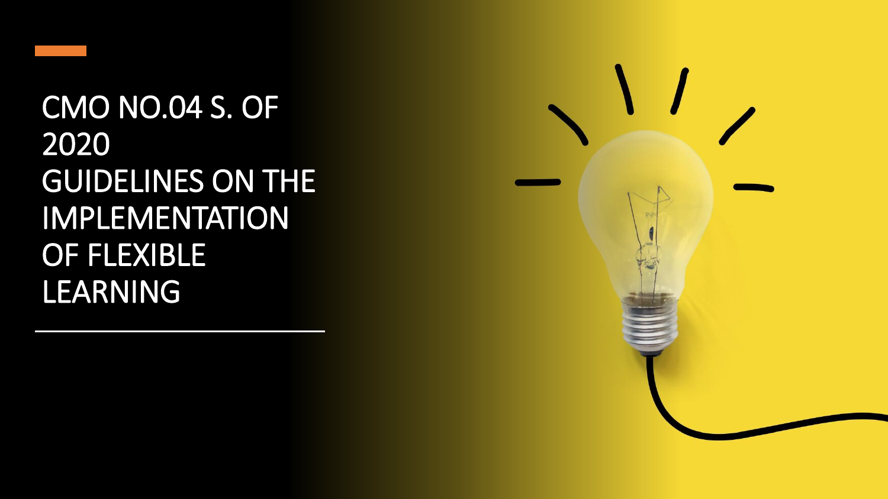# CMO NO.04 S. OF 2020 GUIDELINES ON THE IMPLEMENTATION OF FLEXIBLE LEARNING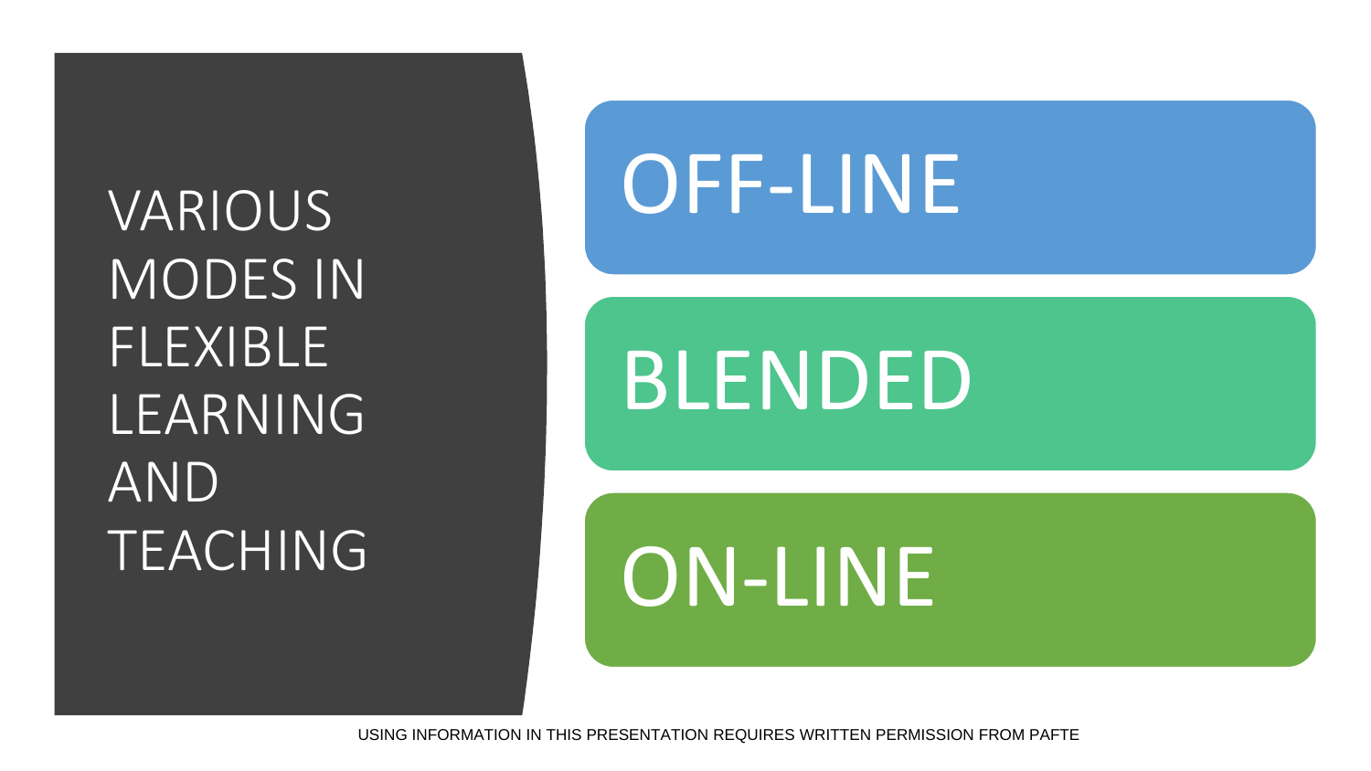# VARIOUS MODES IN FLEXIBLE LEARNING AND TEACHING

- OFF-LINE
- BLENDED
- ON-LINE

USING INFORMATION IN THIS PRESENTATION REQUIRES WRITTEN PERMISSION FROM PAFTE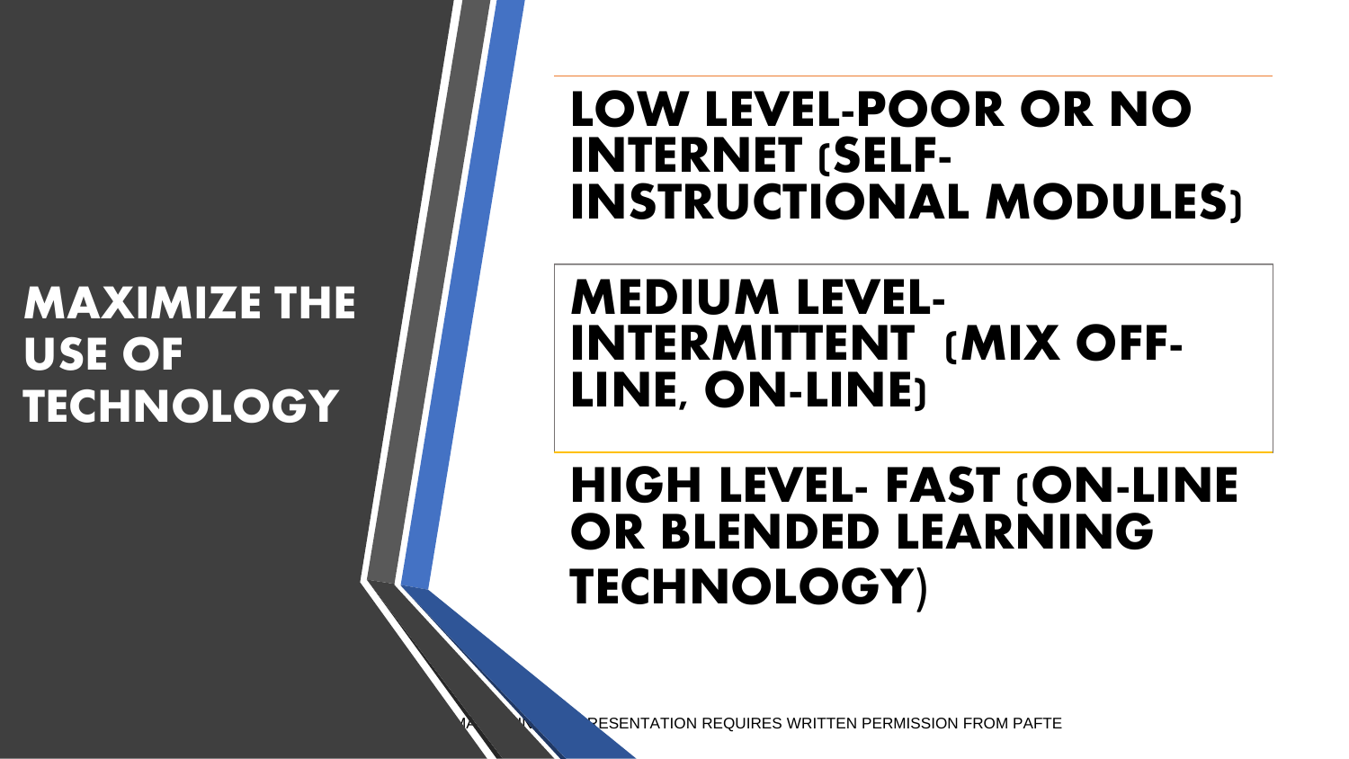# MAXIMIZE THE USE OF TECHNOLOGY

## LOW LEVEL-POOR OR NO INTERNET (SELF-INSTRUCTIONAL MODULES)

## MEDIUM LEVEL-INTERMITTENT (MIX OFF-LINE, ON-LINE)

## HIGH LEVEL- FAST (ON-LINE OR BLENDED LEARNING TECHNOLOGY)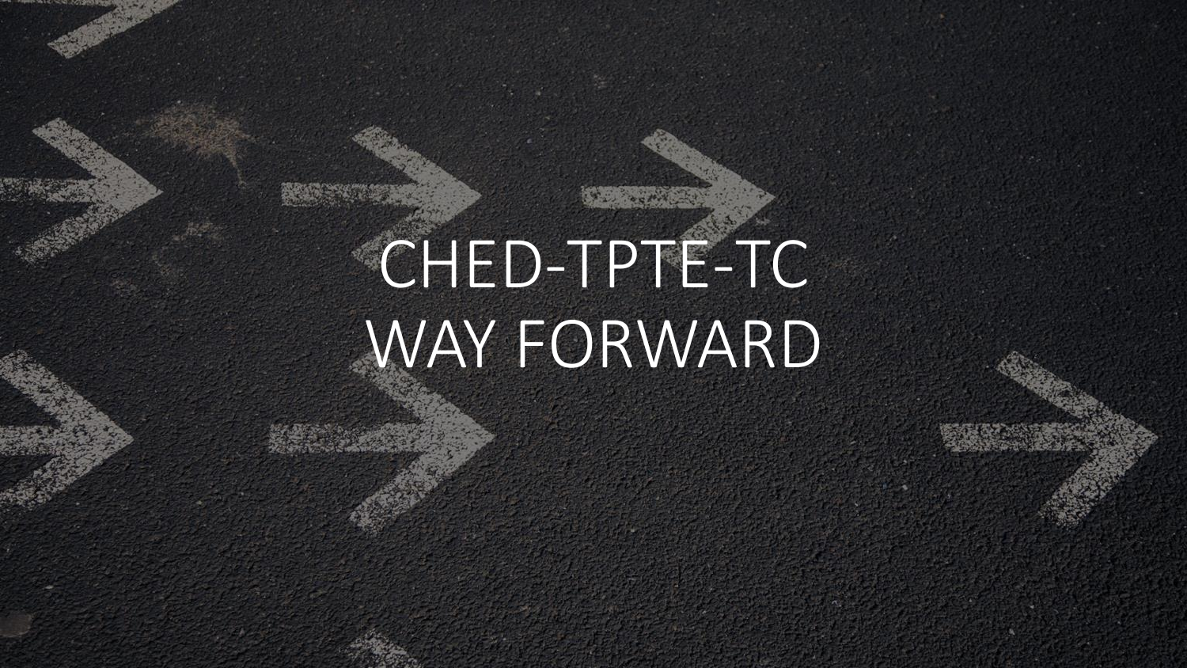# CHED-TPTE-TC WAY FORWARD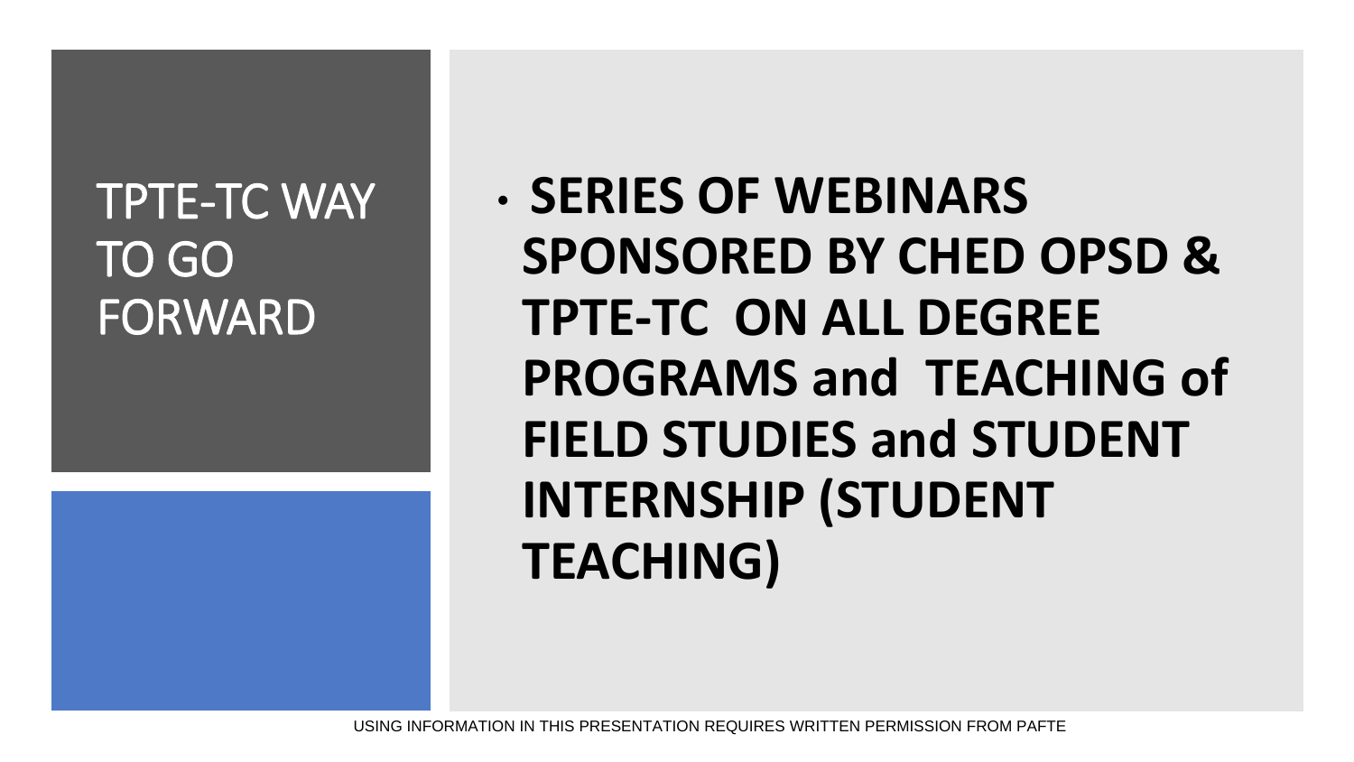# TPTE-TC WAY TO GO FORWARD

- **SERIES OF WEBINARS SPONSORED BY CHED OPSD & TPTE-TC ON ALL DEGREE PROGRAMS and TEACHING of FIELD STUDIES and STUDENT INTERNSHIP (STUDENT TEACHING)**

USING INFORMATION IN THIS PRESENTATION REQUIRES WRITTEN PERMISSION FROM PAFTE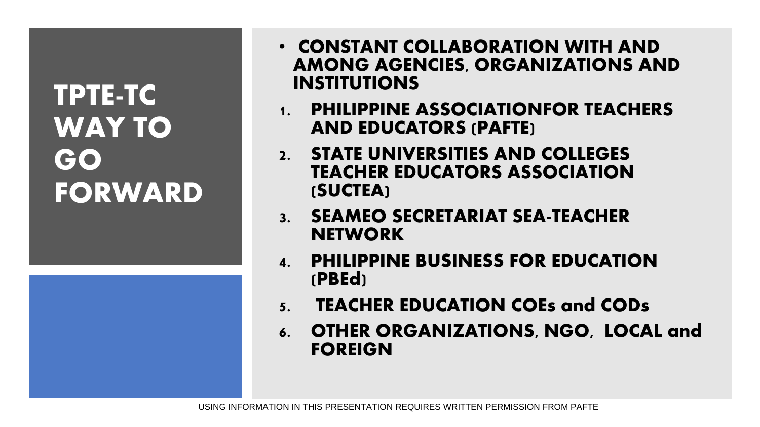# TPTE-TC WAY TO GO FORWARD

- **CONSTANT COLLABORATION WITH AND AMONG AGENCIES, ORGANIZATIONS AND INSTITUTIONS**

1. **PHILIPPINE ASSOCIATIONFOR TEACHERS AND EDUCATORS (PAFTE)**
2. **STATE UNIVERSITIES AND COLLEGES TEACHER EDUCATORS ASSOCIATION (SUCTEA)**
3. **SEAMEO SECRETARIAT SEA-TEACHER NETWORK**
4. **PHILIPPINE BUSINESS FOR EDUCATION (PBEd)**
5. **TEACHER EDUCATION COEs and CODs**
6. **OTHER ORGANIZATIONS, NGO, LOCAL and FOREIGN**

USING INFORMATION IN THIS PRESENTATION REQUIRES WRITTEN PERMISSION FROM PAFTE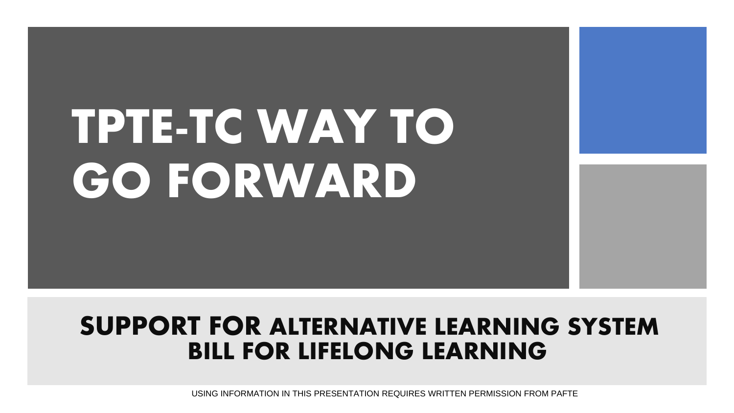# TPTE-TC WAY TO GO FORWARD

## SUPPORT FOR ALTERNATIVE LEARNING SYSTEM BILL FOR LIFELONG LEARNING

USING INFORMATION IN THIS PRESENTATION REQUIRES WRITTEN PERMISSION FROM PAFTE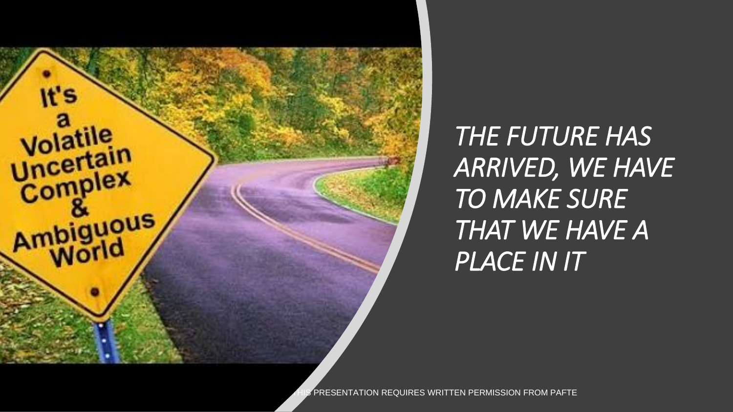*THE FUTURE HAS ARRIVED, WE HAVE TO MAKE SURE THAT WE HAVE A PLACE IN IT*

It's a Volatile Uncertain Complex & Ambiguous World

THIS PRESENTATION REQUIRES WRITTEN PERMISSION FROM PAFTE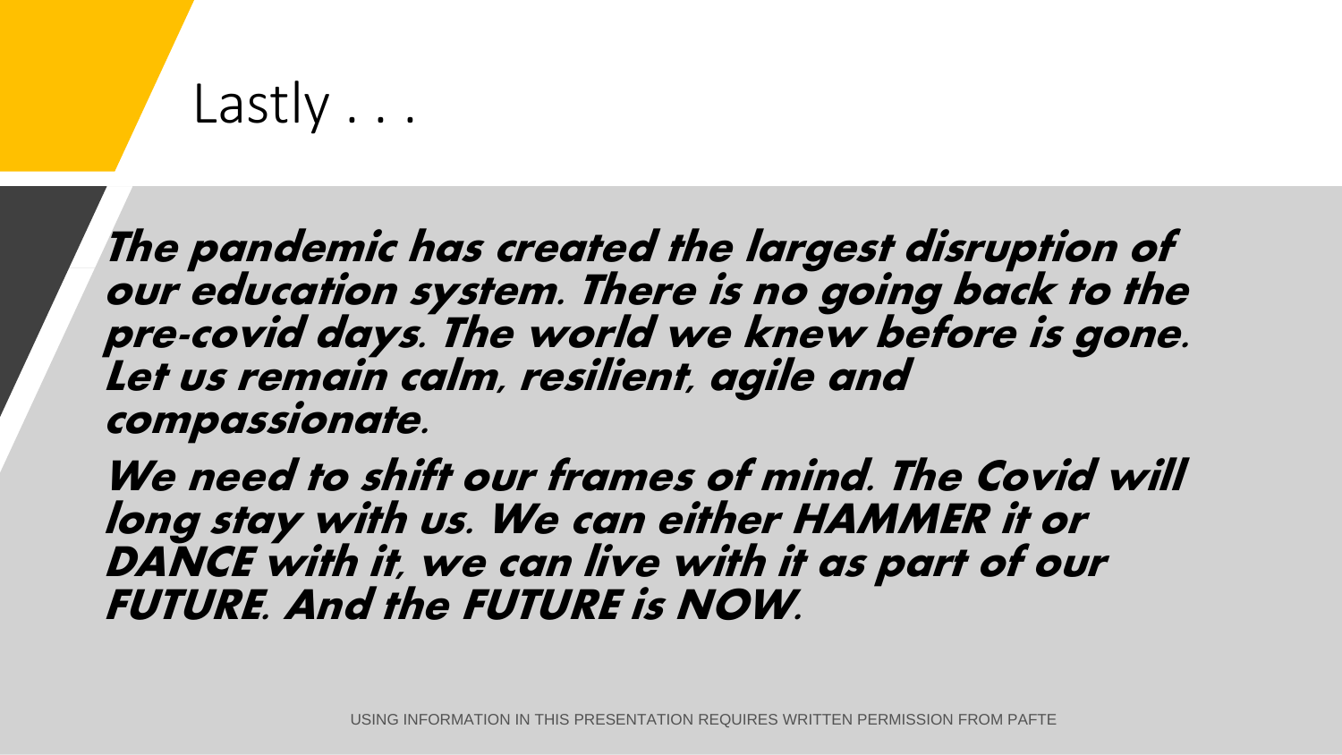# Lastly . . .

***The pandemic has created the largest disruption of our education system. There is no going back to the pre-covid days. The world we knew before is gone. Let us remain calm, resilient, agile and compassionate.***

***We need to shift our frames of mind. The Covid will long stay with us. We can either HAMMER it or DANCE with it, we can live with it as part of our FUTURE. And the FUTURE is NOW.***

USING INFORMATION IN THIS PRESENTATION REQUIRES WRITTEN PERMISSION FROM PAFTE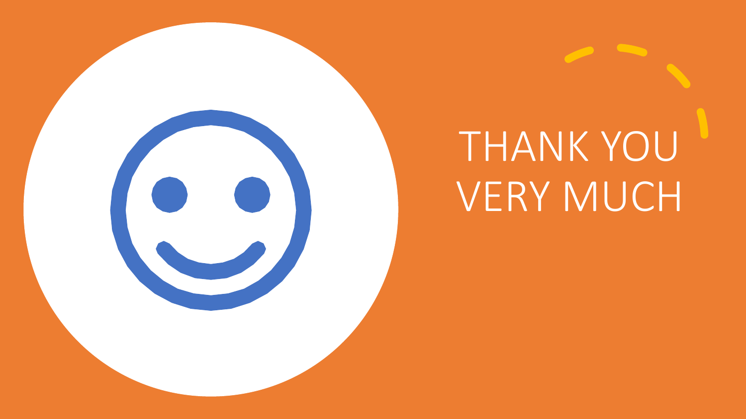THANK YOU VERY MUCH